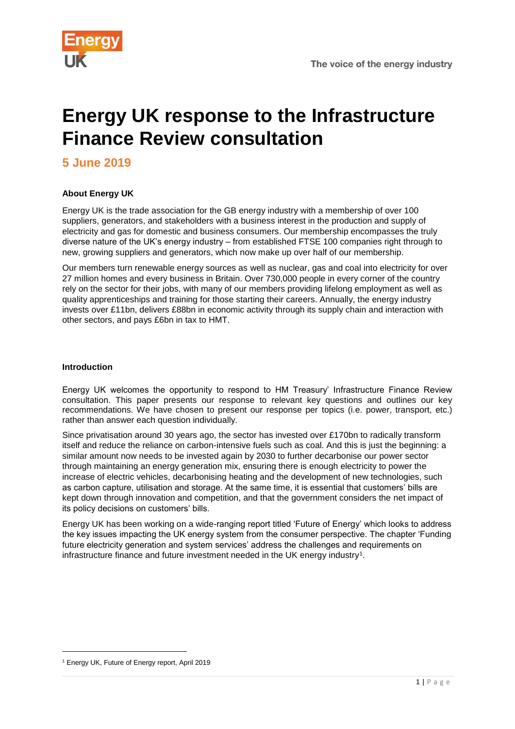# Energy UK response to the Infrastructure Finance Review consultation

## 5 June 2019

**About Energy UK**

Energy UK is the trade association for the GB energy industry with a membership of over 100 suppliers, generators, and stakeholders with a business interest in the production and supply of electricity and gas for domestic and business consumers. Our membership encompasses the truly diverse nature of the UK's energy industry – from established FTSE 100 companies right through to new, growing suppliers and generators, which now make up over half of our membership.

Our members turn renewable energy sources as well as nuclear, gas and coal into electricity for over 27 million homes and every business in Britain. Over 730,000 people in every corner of the country rely on the sector for their jobs, with many of our members providing lifelong employment as well as quality apprenticeships and training for those starting their careers. Annually, the energy industry invests over £11bn, delivers £88bn in economic activity through its supply chain and interaction with other sectors, and pays £6bn in tax to HMT.

**Introduction**

Energy UK welcomes the opportunity to respond to HM Treasury' Infrastructure Finance Review consultation. This paper presents our response to relevant key questions and outlines our key recommendations. We have chosen to present our response per topics (i.e. power, transport, etc.) rather than answer each question individually.

Since privatisation around 30 years ago, the sector has invested over £170bn to radically transform itself and reduce the reliance on carbon-intensive fuels such as coal. And this is just the beginning: a similar amount now needs to be invested again by 2030 to further decarbonise our power sector through maintaining an energy generation mix, ensuring there is enough electricity to power the increase of electric vehicles, decarbonising heating and the development of new technologies, such as carbon capture, utilisation and storage. At the same time, it is essential that customers' bills are kept down through innovation and competition, and that the government considers the net impact of its policy decisions on customers' bills.

Energy UK has been working on a wide-ranging report titled 'Future of Energy' which looks to address the key issues impacting the UK energy system from the consumer perspective. The chapter 'Funding future electricity generation and system services' address the challenges and requirements on infrastructure finance and future investment needed in the UK energy industry[1].

[1] Energy UK, Future of Energy report, April 2019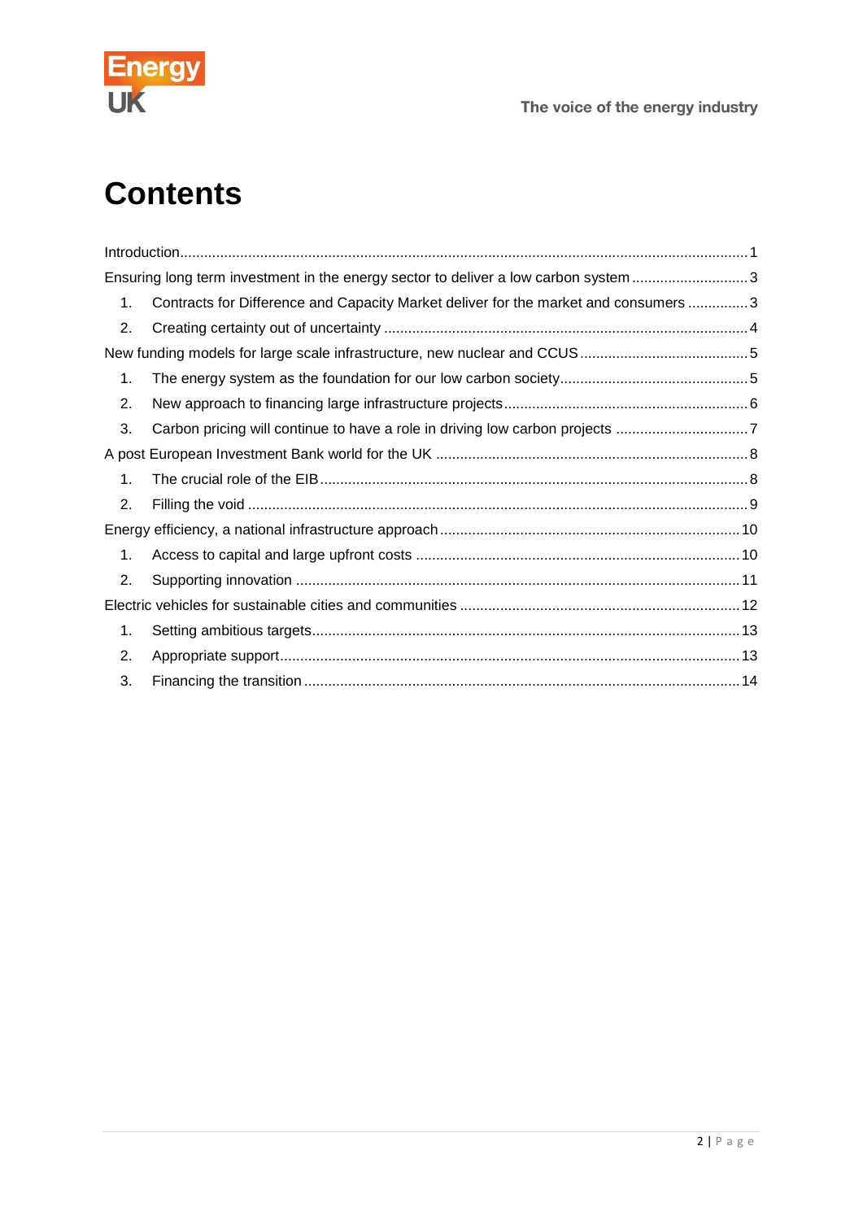# Contents

Introduction ............................................................................................................ 1

Ensuring long term investment in the energy sector to deliver a low carbon system ............................ 3

1. Contracts for Difference and Capacity Market deliver for the market and consumers ............... 3
2. Creating certainty out of uncertainty ........................................................................................ 4

New funding models for large scale infrastructure, new nuclear and CCUS ........................................ 5

1. The energy system as the foundation for our low carbon society .............................................. 5
2. New approach to financing large infrastructure projects .......................................................... 6
3. Carbon pricing will continue to have a role in driving low carbon projects ................................ 7

A post European Investment Bank world for the UK ........................................................................... 8

1. The crucial role of the EIB ........................................................................................................ 8
2. Filling the void .......................................................................................................................... 9

Energy efficiency, a national infrastructure approach ........................................................................ 10

1. Access to capital and large upfront costs ................................................................................ 10
2. Supporting innovation ............................................................................................................. 11

Electric vehicles for sustainable cities and communities ................................................................... 12

1. Setting ambitious targets ......................................................................................................... 13
2. Appropriate support ................................................................................................................ 13
3. Financing the transition ........................................................................................................... 14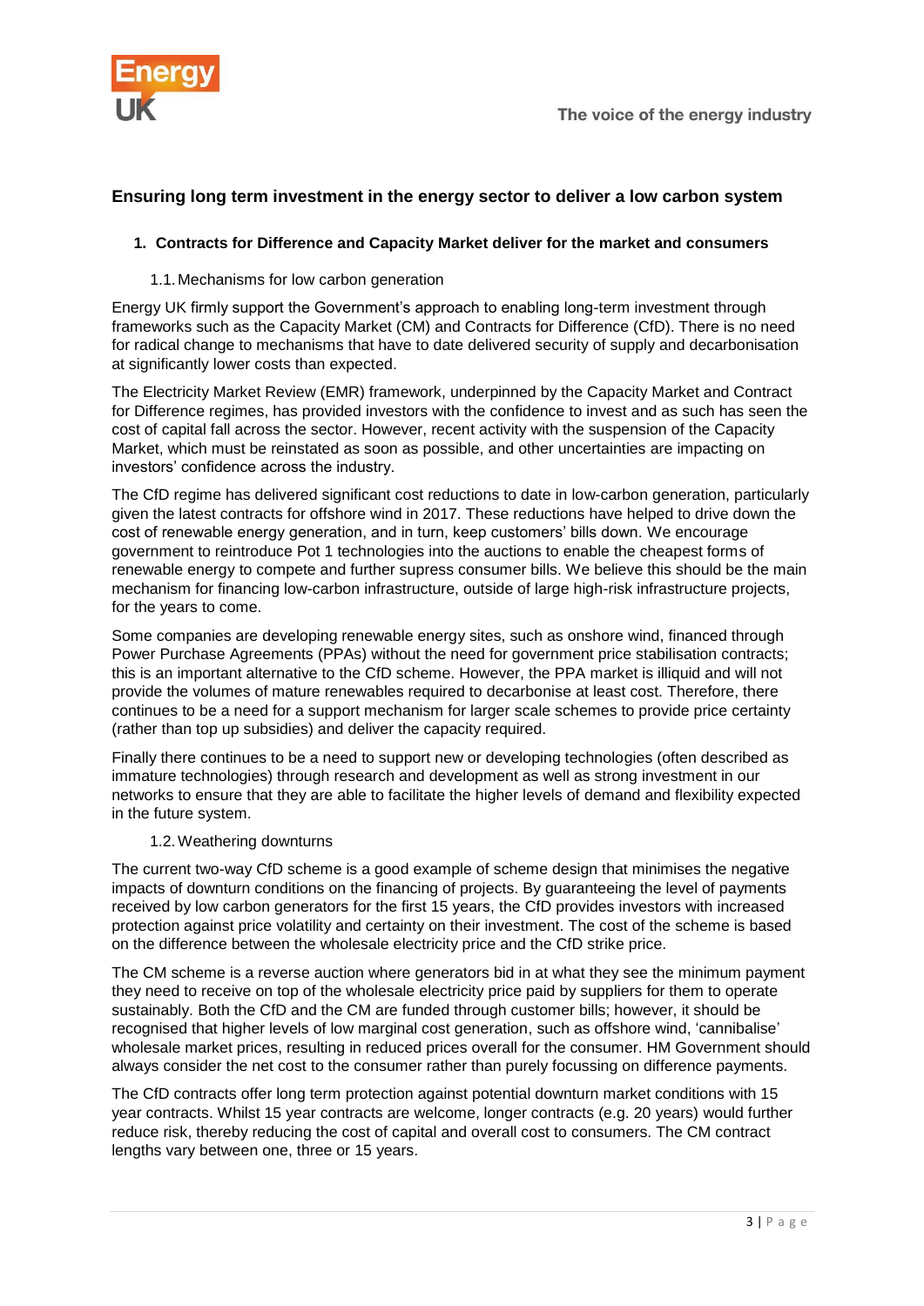## Ensuring long term investment in the energy sector to deliver a low carbon system

### 1. Contracts for Difference and Capacity Market deliver for the market and consumers

#### 1.1. Mechanisms for low carbon generation

Energy UK firmly support the Government's approach to enabling long-term investment through frameworks such as the Capacity Market (CM) and Contracts for Difference (CfD). There is no need for radical change to mechanisms that have to date delivered security of supply and decarbonisation at significantly lower costs than expected.

The Electricity Market Review (EMR) framework, underpinned by the Capacity Market and Contract for Difference regimes, has provided investors with the confidence to invest and as such has seen the cost of capital fall across the sector. However, recent activity with the suspension of the Capacity Market, which must be reinstated as soon as possible, and other uncertainties are impacting on investors' confidence across the industry.

The CfD regime has delivered significant cost reductions to date in low-carbon generation, particularly given the latest contracts for offshore wind in 2017. These reductions have helped to drive down the cost of renewable energy generation, and in turn, keep customers' bills down. We encourage government to reintroduce Pot 1 technologies into the auctions to enable the cheapest forms of renewable energy to compete and further supress consumer bills. We believe this should be the main mechanism for financing low-carbon infrastructure, outside of large high-risk infrastructure projects, for the years to come.

Some companies are developing renewable energy sites, such as onshore wind, financed through Power Purchase Agreements (PPAs) without the need for government price stabilisation contracts; this is an important alternative to the CfD scheme. However, the PPA market is illiquid and will not provide the volumes of mature renewables required to decarbonise at least cost. Therefore, there continues to be a need for a support mechanism for larger scale schemes to provide price certainty (rather than top up subsidies) and deliver the capacity required.

Finally there continues to be a need to support new or developing technologies (often described as immature technologies) through research and development as well as strong investment in our networks to ensure that they are able to facilitate the higher levels of demand and flexibility expected in the future system.

#### 1.2. Weathering downturns

The current two-way CfD scheme is a good example of scheme design that minimises the negative impacts of downturn conditions on the financing of projects. By guaranteeing the level of payments received by low carbon generators for the first 15 years, the CfD provides investors with increased protection against price volatility and certainty on their investment. The cost of the scheme is based on the difference between the wholesale electricity price and the CfD strike price.

The CM scheme is a reverse auction where generators bid in at what they see the minimum payment they need to receive on top of the wholesale electricity price paid by suppliers for them to operate sustainably. Both the CfD and the CM are funded through customer bills; however, it should be recognised that higher levels of low marginal cost generation, such as offshore wind, 'cannibalise' wholesale market prices, resulting in reduced prices overall for the consumer. HM Government should always consider the net cost to the consumer rather than purely focussing on difference payments.

The CfD contracts offer long term protection against potential downturn market conditions with 15 year contracts. Whilst 15 year contracts are welcome, longer contracts (e.g. 20 years) would further reduce risk, thereby reducing the cost of capital and overall cost to consumers. The CM contract lengths vary between one, three or 15 years.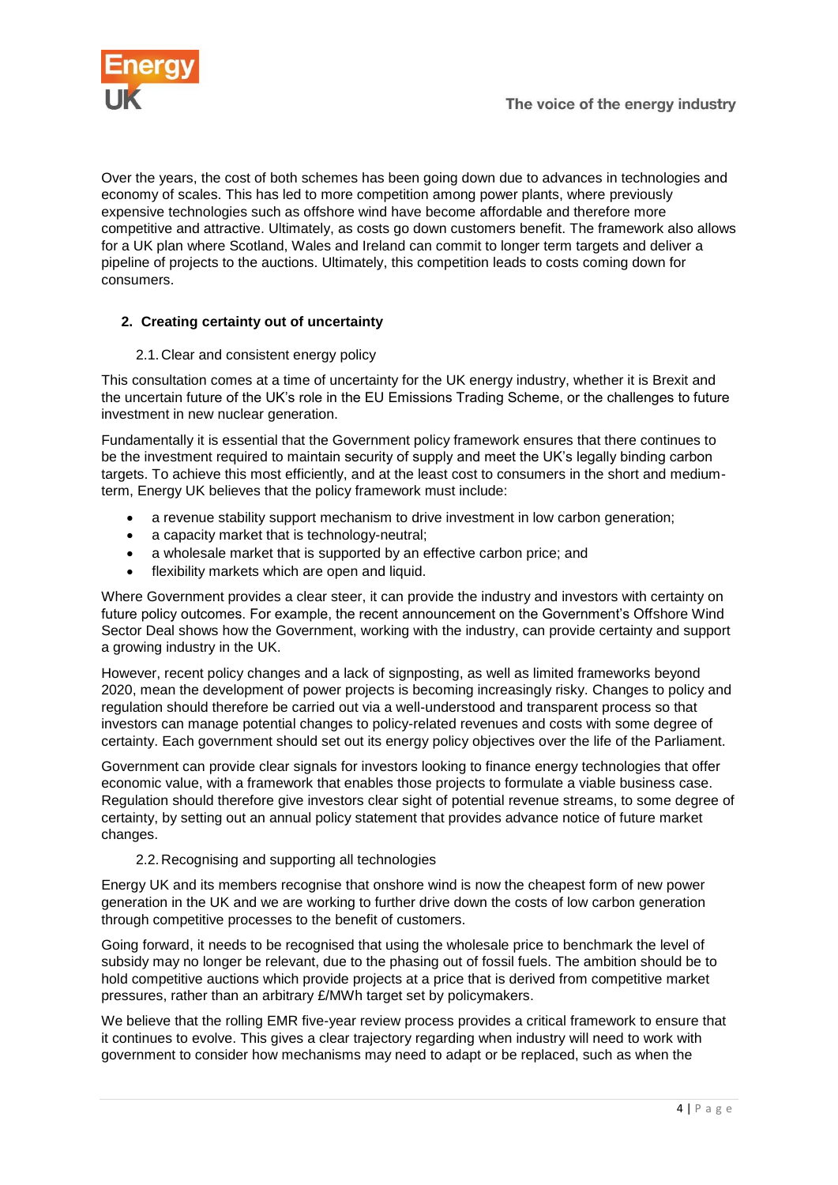Over the years, the cost of both schemes has been going down due to advances in technologies and economy of scales. This has led to more competition among power plants, where previously expensive technologies such as offshore wind have become affordable and therefore more competitive and attractive. Ultimately, as costs go down customers benefit. The framework also allows for a UK plan where Scotland, Wales and Ireland can commit to longer term targets and deliver a pipeline of projects to the auctions. Ultimately, this competition leads to costs coming down for consumers.

## 2. Creating certainty out of uncertainty

### 2.1. Clear and consistent energy policy

This consultation comes at a time of uncertainty for the UK energy industry, whether it is Brexit and the uncertain future of the UK's role in the EU Emissions Trading Scheme, or the challenges to future investment in new nuclear generation.

Fundamentally it is essential that the Government policy framework ensures that there continues to be the investment required to maintain security of supply and meet the UK's legally binding carbon targets. To achieve this most efficiently, and at the least cost to consumers in the short and medium-term, Energy UK believes that the policy framework must include:

- a revenue stability support mechanism to drive investment in low carbon generation;
- a capacity market that is technology-neutral;
- a wholesale market that is supported by an effective carbon price; and
- flexibility markets which are open and liquid.

Where Government provides a clear steer, it can provide the industry and investors with certainty on future policy outcomes. For example, the recent announcement on the Government's Offshore Wind Sector Deal shows how the Government, working with the industry, can provide certainty and support a growing industry in the UK.

However, recent policy changes and a lack of signposting, as well as limited frameworks beyond 2020, mean the development of power projects is becoming increasingly risky. Changes to policy and regulation should therefore be carried out via a well-understood and transparent process so that investors can manage potential changes to policy-related revenues and costs with some degree of certainty. Each government should set out its energy policy objectives over the life of the Parliament.

Government can provide clear signals for investors looking to finance energy technologies that offer economic value, with a framework that enables those projects to formulate a viable business case. Regulation should therefore give investors clear sight of potential revenue streams, to some degree of certainty, by setting out an annual policy statement that provides advance notice of future market changes.

### 2.2. Recognising and supporting all technologies

Energy UK and its members recognise that onshore wind is now the cheapest form of new power generation in the UK and we are working to further drive down the costs of low carbon generation through competitive processes to the benefit of customers.

Going forward, it needs to be recognised that using the wholesale price to benchmark the level of subsidy may no longer be relevant, due to the phasing out of fossil fuels. The ambition should be to hold competitive auctions which provide projects at a price that is derived from competitive market pressures, rather than an arbitrary £/MWh target set by policymakers.

We believe that the rolling EMR five-year review process provides a critical framework to ensure that it continues to evolve. This gives a clear trajectory regarding when industry will need to work with government to consider how mechanisms may need to adapt or be replaced, such as when the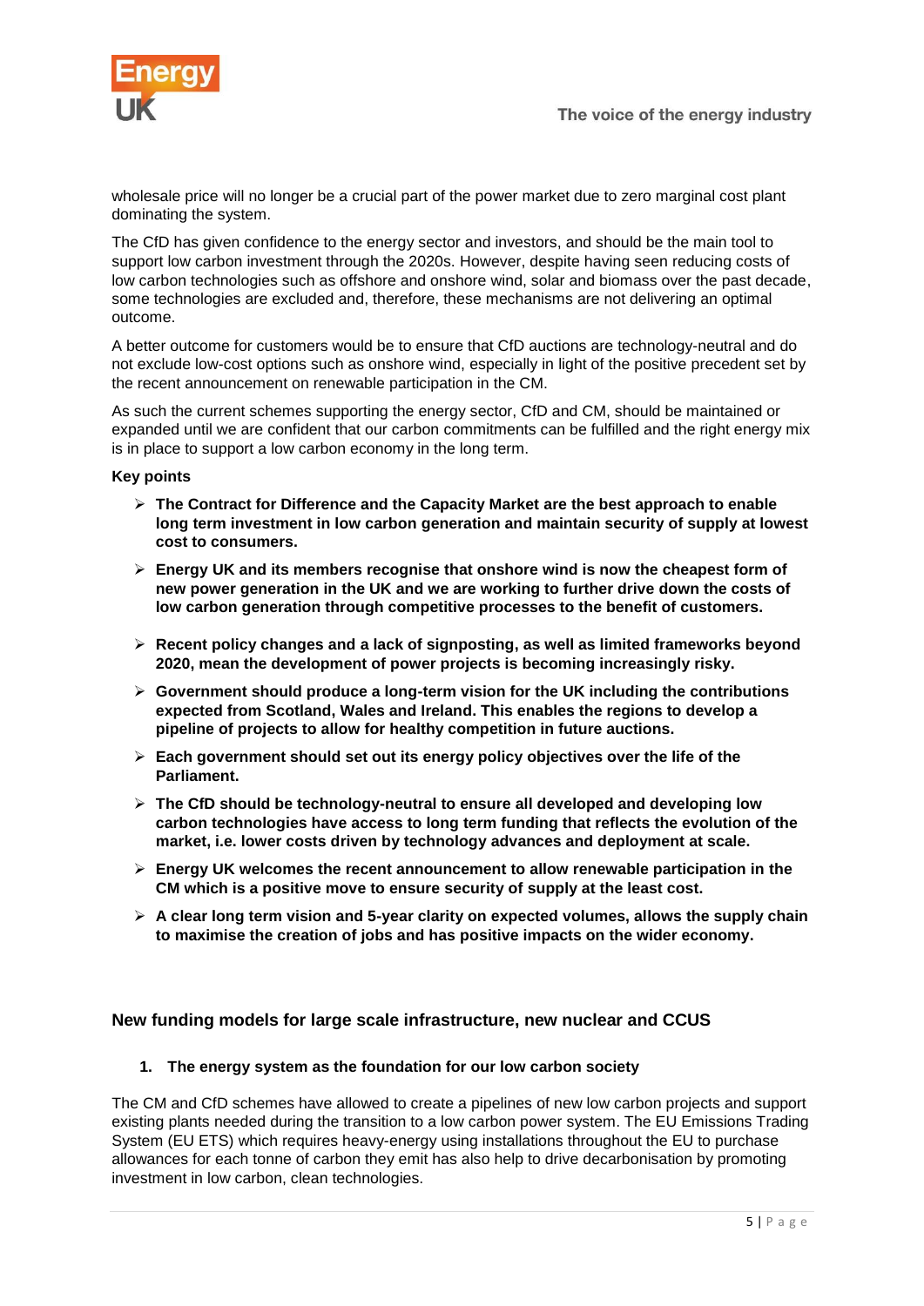wholesale price will no longer be a crucial part of the power market due to zero marginal cost plant dominating the system.

The CfD has given confidence to the energy sector and investors, and should be the main tool to support low carbon investment through the 2020s. However, despite having seen reducing costs of low carbon technologies such as offshore and onshore wind, solar and biomass over the past decade, some technologies are excluded and, therefore, these mechanisms are not delivering an optimal outcome.

A better outcome for customers would be to ensure that CfD auctions are technology-neutral and do not exclude low-cost options such as onshore wind, especially in light of the positive precedent set by the recent announcement on renewable participation in the CM.

As such the current schemes supporting the energy sector, CfD and CM, should be maintained or expanded until we are confident that our carbon commitments can be fulfilled and the right energy mix is in place to support a low carbon economy in the long term.

**Key points**

- **The Contract for Difference and the Capacity Market are the best approach to enable long term investment in low carbon generation and maintain security of supply at lowest cost to consumers.**
- **Energy UK and its members recognise that onshore wind is now the cheapest form of new power generation in the UK and we are working to further drive down the costs of low carbon generation through competitive processes to the benefit of customers.**
- **Recent policy changes and a lack of signposting, as well as limited frameworks beyond 2020, mean the development of power projects is becoming increasingly risky.**
- **Government should produce a long-term vision for the UK including the contributions expected from Scotland, Wales and Ireland. This enables the regions to develop a pipeline of projects to allow for healthy competition in future auctions.**
- **Each government should set out its energy policy objectives over the life of the Parliament.**
- **The CfD should be technology-neutral to ensure all developed and developing low carbon technologies have access to long term funding that reflects the evolution of the market, i.e. lower costs driven by technology advances and deployment at scale.**
- **Energy UK welcomes the recent announcement to allow renewable participation in the CM which is a positive move to ensure security of supply at the least cost.**
- **A clear long term vision and 5-year clarity on expected volumes, allows the supply chain to maximise the creation of jobs and has positive impacts on the wider economy.**

## New funding models for large scale infrastructure, new nuclear and CCUS

### 1. The energy system as the foundation for our low carbon society

The CM and CfD schemes have allowed to create a pipelines of new low carbon projects and support existing plants needed during the transition to a low carbon power system. The EU Emissions Trading System (EU ETS) which requires heavy-energy using installations throughout the EU to purchase allowances for each tonne of carbon they emit has also help to drive decarbonisation by promoting investment in low carbon, clean technologies.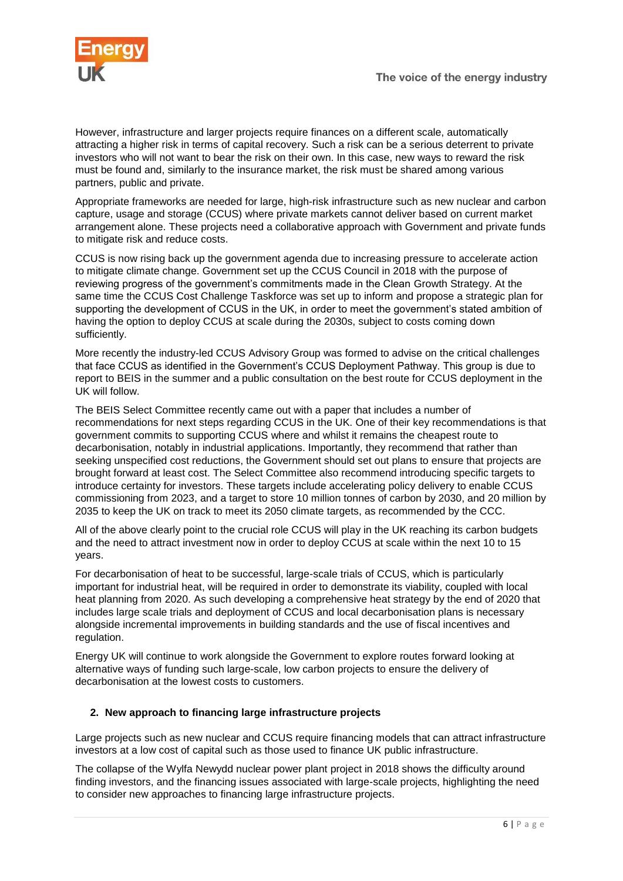However, infrastructure and larger projects require finances on a different scale, automatically attracting a higher risk in terms of capital recovery. Such a risk can be a serious deterrent to private investors who will not want to bear the risk on their own. In this case, new ways to reward the risk must be found and, similarly to the insurance market, the risk must be shared among various partners, public and private.

Appropriate frameworks are needed for large, high-risk infrastructure such as new nuclear and carbon capture, usage and storage (CCUS) where private markets cannot deliver based on current market arrangement alone. These projects need a collaborative approach with Government and private funds to mitigate risk and reduce costs.

CCUS is now rising back up the government agenda due to increasing pressure to accelerate action to mitigate climate change. Government set up the CCUS Council in 2018 with the purpose of reviewing progress of the government's commitments made in the Clean Growth Strategy. At the same time the CCUS Cost Challenge Taskforce was set up to inform and propose a strategic plan for supporting the development of CCUS in the UK, in order to meet the government's stated ambition of having the option to deploy CCUS at scale during the 2030s, subject to costs coming down sufficiently.

More recently the industry-led CCUS Advisory Group was formed to advise on the critical challenges that face CCUS as identified in the Government's CCUS Deployment Pathway. This group is due to report to BEIS in the summer and a public consultation on the best route for CCUS deployment in the UK will follow.

The BEIS Select Committee recently came out with a paper that includes a number of recommendations for next steps regarding CCUS in the UK. One of their key recommendations is that government commits to supporting CCUS where and whilst it remains the cheapest route to decarbonisation, notably in industrial applications. Importantly, they recommend that rather than seeking unspecified cost reductions, the Government should set out plans to ensure that projects are brought forward at least cost. The Select Committee also recommend introducing specific targets to introduce certainty for investors. These targets include accelerating policy delivery to enable CCUS commissioning from 2023, and a target to store 10 million tonnes of carbon by 2030, and 20 million by 2035 to keep the UK on track to meet its 2050 climate targets, as recommended by the CCC.

All of the above clearly point to the crucial role CCUS will play in the UK reaching its carbon budgets and the need to attract investment now in order to deploy CCUS at scale within the next 10 to 15 years.

For decarbonisation of heat to be successful, large-scale trials of CCUS, which is particularly important for industrial heat, will be required in order to demonstrate its viability, coupled with local heat planning from 2020. As such developing a comprehensive heat strategy by the end of 2020 that includes large scale trials and deployment of CCUS and local decarbonisation plans is necessary alongside incremental improvements in building standards and the use of fiscal incentives and regulation.

Energy UK will continue to work alongside the Government to explore routes forward looking at alternative ways of funding such large-scale, low carbon projects to ensure the delivery of decarbonisation at the lowest costs to customers.

## 2. New approach to financing large infrastructure projects

Large projects such as new nuclear and CCUS require financing models that can attract infrastructure investors at a low cost of capital such as those used to finance UK public infrastructure.

The collapse of the Wylfa Newydd nuclear power plant project in 2018 shows the difficulty around finding investors, and the financing issues associated with large-scale projects, highlighting the need to consider new approaches to financing large infrastructure projects.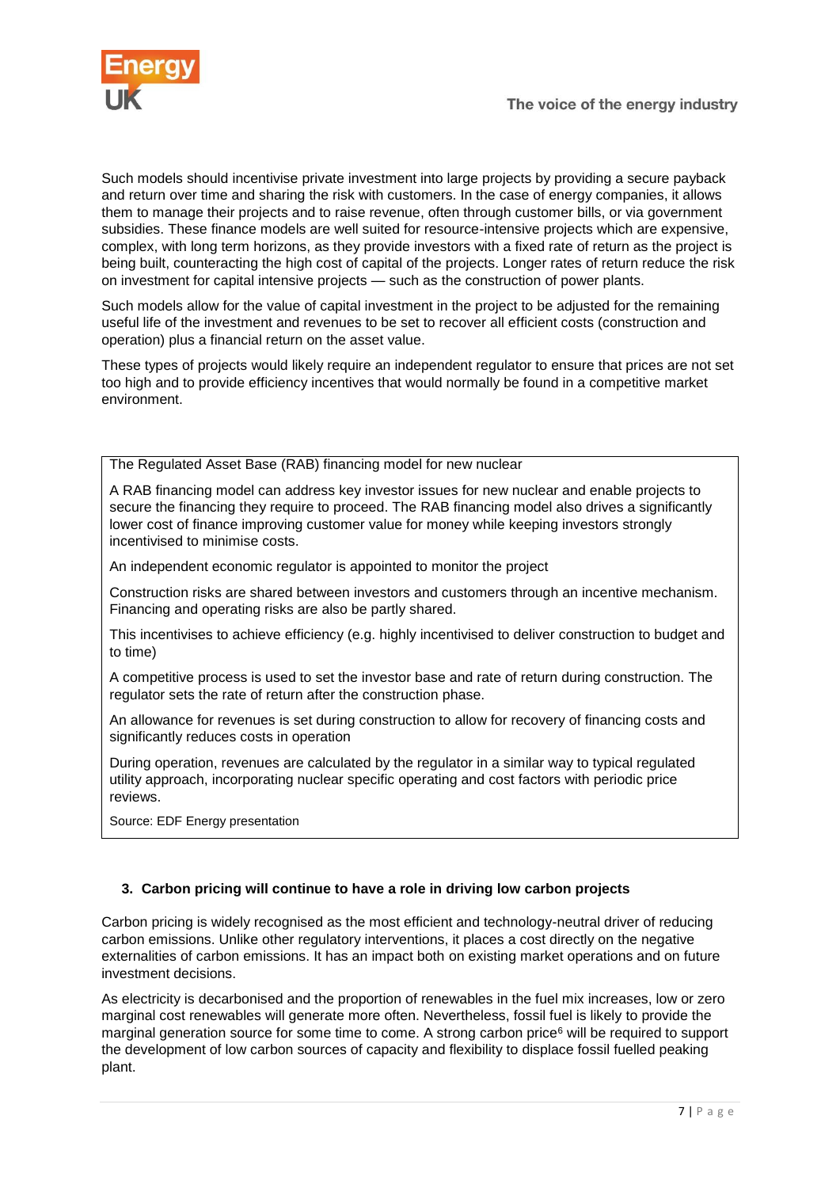Such models should incentivise private investment into large projects by providing a secure payback and return over time and sharing the risk with customers. In the case of energy companies, it allows them to manage their projects and to raise revenue, often through customer bills, or via government subsidies. These finance models are well suited for resource-intensive projects which are expensive, complex, with long term horizons, as they provide investors with a fixed rate of return as the project is being built, counteracting the high cost of capital of the projects. Longer rates of return reduce the risk on investment for capital intensive projects — such as the construction of power plants.

Such models allow for the value of capital investment in the project to be adjusted for the remaining useful life of the investment and revenues to be set to recover all efficient costs (construction and operation) plus a financial return on the asset value.

These types of projects would likely require an independent regulator to ensure that prices are not set too high and to provide efficiency incentives that would normally be found in a competitive market environment.

> The Regulated Asset Base (RAB) financing model for new nuclear
>
> A RAB financing model can address key investor issues for new nuclear and enable projects to secure the financing they require to proceed. The RAB financing model also drives a significantly lower cost of finance improving customer value for money while keeping investors strongly incentivised to minimise costs.
>
> An independent economic regulator is appointed to monitor the project
>
> Construction risks are shared between investors and customers through an incentive mechanism. Financing and operating risks are also be partly shared.
>
> This incentivises to achieve efficiency (e.g. highly incentivised to deliver construction to budget and to time)
>
> A competitive process is used to set the investor base and rate of return during construction. The regulator sets the rate of return after the construction phase.
>
> An allowance for revenues is set during construction to allow for recovery of financing costs and significantly reduces costs in operation
>
> During operation, revenues are calculated by the regulator in a similar way to typical regulated utility approach, incorporating nuclear specific operating and cost factors with periodic price reviews.
>
> Source: EDF Energy presentation

### 3. Carbon pricing will continue to have a role in driving low carbon projects

Carbon pricing is widely recognised as the most efficient and technology-neutral driver of reducing carbon emissions. Unlike other regulatory interventions, it places a cost directly on the negative externalities of carbon emissions. It has an impact both on existing market operations and on future investment decisions.

As electricity is decarbonised and the proportion of renewables in the fuel mix increases, low or zero marginal cost renewables will generate more often. Nevertheless, fossil fuel is likely to provide the marginal generation source for some time to come. A strong carbon price[6] will be required to support the development of low carbon sources of capacity and flexibility to displace fossil fuelled peaking plant.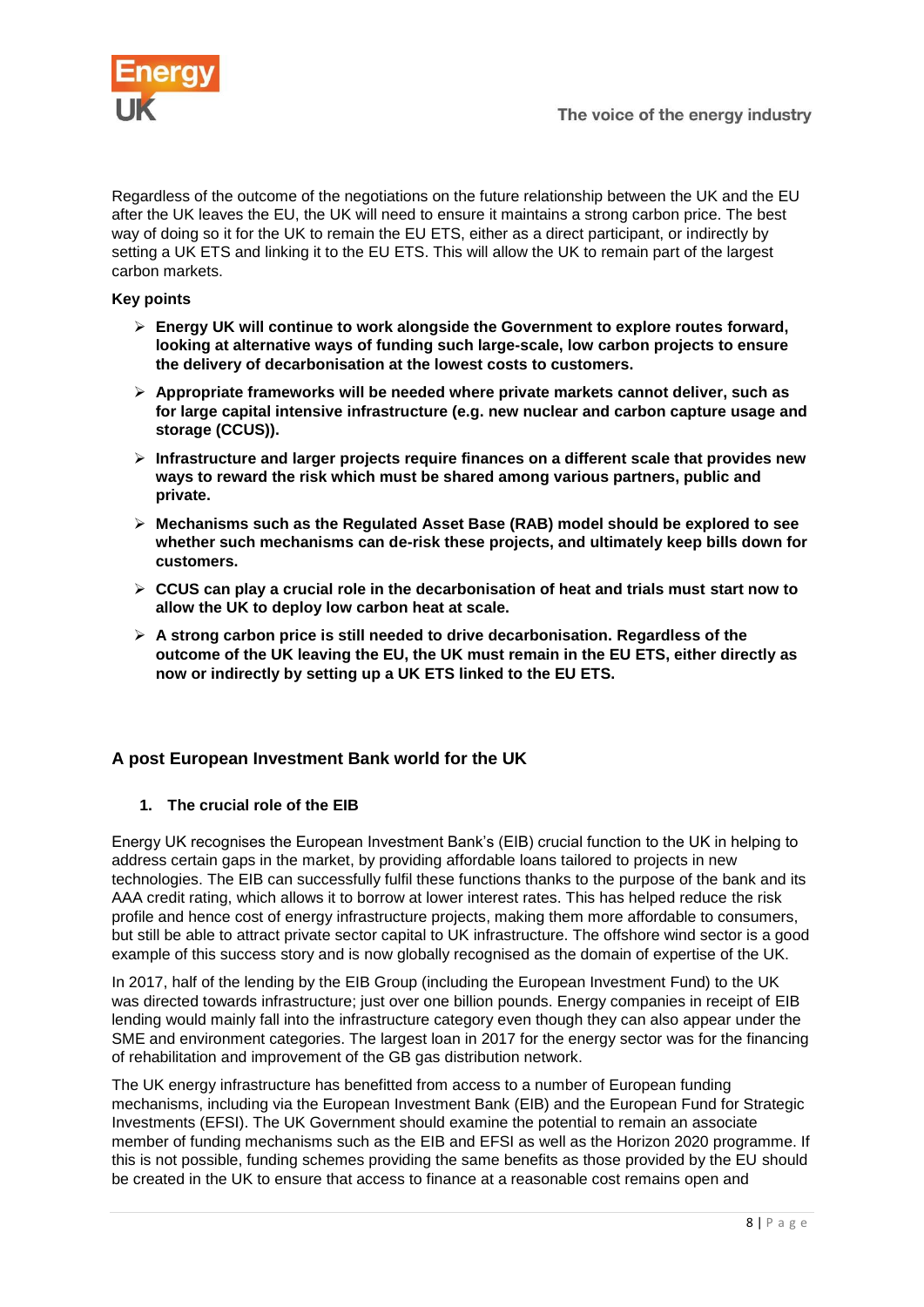Regardless of the outcome of the negotiations on the future relationship between the UK and the EU after the UK leaves the EU, the UK will need to ensure it maintains a strong carbon price. The best way of doing so it for the UK to remain the EU ETS, either as a direct participant, or indirectly by setting a UK ETS and linking it to the EU ETS. This will allow the UK to remain part of the largest carbon markets.

**Key points**

- **Energy UK will continue to work alongside the Government to explore routes forward, looking at alternative ways of funding such large-scale, low carbon projects to ensure the delivery of decarbonisation at the lowest costs to customers.**
- **Appropriate frameworks will be needed where private markets cannot deliver, such as for large capital intensive infrastructure (e.g. new nuclear and carbon capture usage and storage (CCUS)).**
- **Infrastructure and larger projects require finances on a different scale that provides new ways to reward the risk which must be shared among various partners, public and private.**
- **Mechanisms such as the Regulated Asset Base (RAB) model should be explored to see whether such mechanisms can de-risk these projects, and ultimately keep bills down for customers.**
- **CCUS can play a crucial role in the decarbonisation of heat and trials must start now to allow the UK to deploy low carbon heat at scale.**
- **A strong carbon price is still needed to drive decarbonisation. Regardless of the outcome of the UK leaving the EU, the UK must remain in the EU ETS, either directly as now or indirectly by setting up a UK ETS linked to the EU ETS.**

## A post European Investment Bank world for the UK

### 1. The crucial role of the EIB

Energy UK recognises the European Investment Bank's (EIB) crucial function to the UK in helping to address certain gaps in the market, by providing affordable loans tailored to projects in new technologies. The EIB can successfully fulfil these functions thanks to the purpose of the bank and its AAA credit rating, which allows it to borrow at lower interest rates. This has helped reduce the risk profile and hence cost of energy infrastructure projects, making them more affordable to consumers, but still be able to attract private sector capital to UK infrastructure. The offshore wind sector is a good example of this success story and is now globally recognised as the domain of expertise of the UK.

In 2017, half of the lending by the EIB Group (including the European Investment Fund) to the UK was directed towards infrastructure; just over one billion pounds. Energy companies in receipt of EIB lending would mainly fall into the infrastructure category even though they can also appear under the SME and environment categories. The largest loan in 2017 for the energy sector was for the financing of rehabilitation and improvement of the GB gas distribution network.

The UK energy infrastructure has benefitted from access to a number of European funding mechanisms, including via the European Investment Bank (EIB) and the European Fund for Strategic Investments (EFSI). The UK Government should examine the potential to remain an associate member of funding mechanisms such as the EIB and EFSI as well as the Horizon 2020 programme. If this is not possible, funding schemes providing the same benefits as those provided by the EU should be created in the UK to ensure that access to finance at a reasonable cost remains open and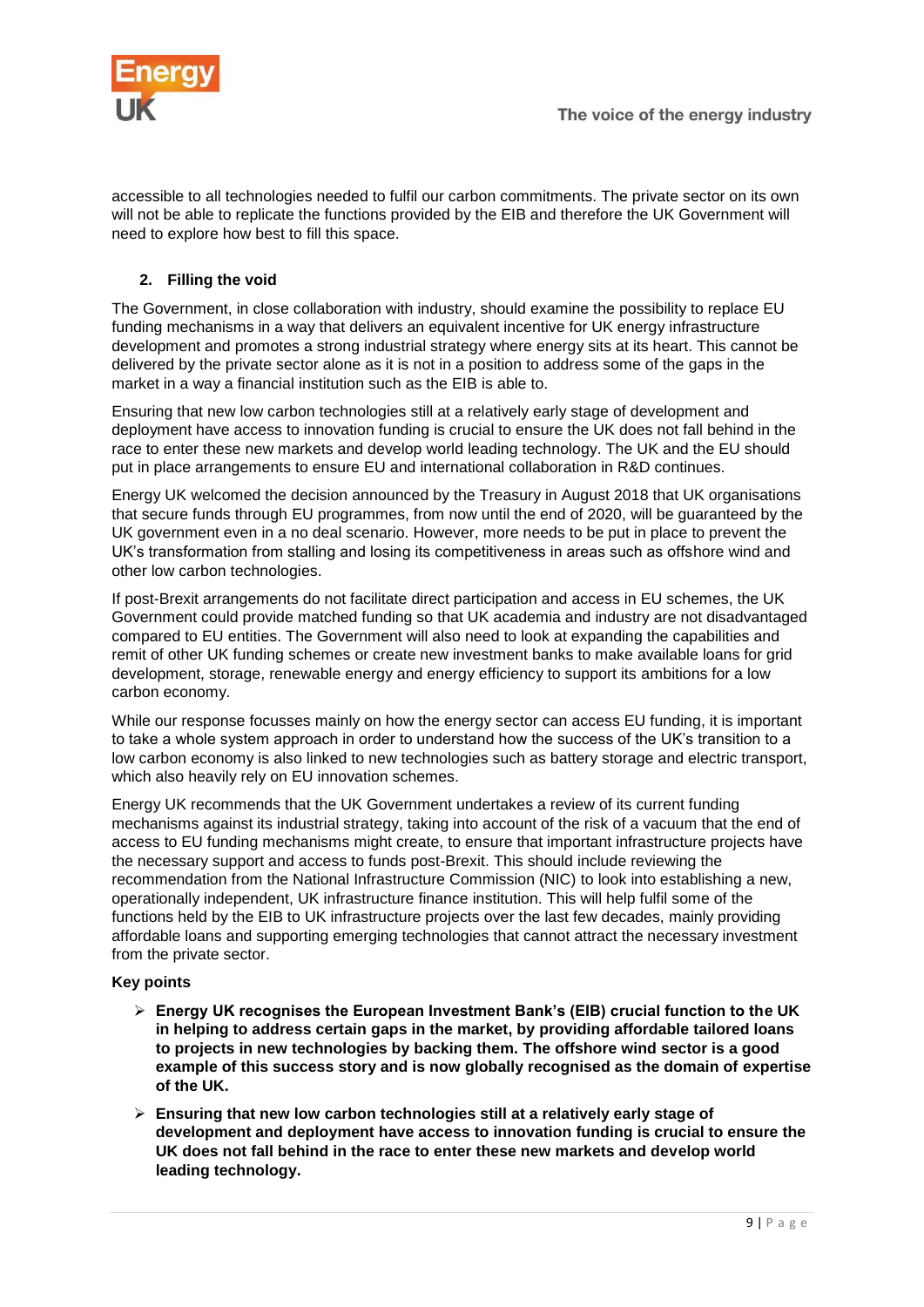accessible to all technologies needed to fulfil our carbon commitments. The private sector on its own will not be able to replicate the functions provided by the EIB and therefore the UK Government will need to explore how best to fill this space.

## 2. Filling the void

The Government, in close collaboration with industry, should examine the possibility to replace EU funding mechanisms in a way that delivers an equivalent incentive for UK energy infrastructure development and promotes a strong industrial strategy where energy sits at its heart. This cannot be delivered by the private sector alone as it is not in a position to address some of the gaps in the market in a way a financial institution such as the EIB is able to.

Ensuring that new low carbon technologies still at a relatively early stage of development and deployment have access to innovation funding is crucial to ensure the UK does not fall behind in the race to enter these new markets and develop world leading technology. The UK and the EU should put in place arrangements to ensure EU and international collaboration in R&D continues.

Energy UK welcomed the decision announced by the Treasury in August 2018 that UK organisations that secure funds through EU programmes, from now until the end of 2020, will be guaranteed by the UK government even in a no deal scenario. However, more needs to be put in place to prevent the UK's transformation from stalling and losing its competitiveness in areas such as offshore wind and other low carbon technologies.

If post-Brexit arrangements do not facilitate direct participation and access in EU schemes, the UK Government could provide matched funding so that UK academia and industry are not disadvantaged compared to EU entities. The Government will also need to look at expanding the capabilities and remit of other UK funding schemes or create new investment banks to make available loans for grid development, storage, renewable energy and energy efficiency to support its ambitions for a low carbon economy.

While our response focusses mainly on how the energy sector can access EU funding, it is important to take a whole system approach in order to understand how the success of the UK's transition to a low carbon economy is also linked to new technologies such as battery storage and electric transport, which also heavily rely on EU innovation schemes.

Energy UK recommends that the UK Government undertakes a review of its current funding mechanisms against its industrial strategy, taking into account of the risk of a vacuum that the end of access to EU funding mechanisms might create, to ensure that important infrastructure projects have the necessary support and access to funds post-Brexit. This should include reviewing the recommendation from the National Infrastructure Commission (NIC) to look into establishing a new, operationally independent, UK infrastructure finance institution. This will help fulfil some of the functions held by the EIB to UK infrastructure projects over the last few decades, mainly providing affordable loans and supporting emerging technologies that cannot attract the necessary investment from the private sector.

**Key points**

- **Energy UK recognises the European Investment Bank's (EIB) crucial function to the UK in helping to address certain gaps in the market, by providing affordable tailored loans to projects in new technologies by backing them. The offshore wind sector is a good example of this success story and is now globally recognised as the domain of expertise of the UK.**
- **Ensuring that new low carbon technologies still at a relatively early stage of development and deployment have access to innovation funding is crucial to ensure the UK does not fall behind in the race to enter these new markets and develop world leading technology.**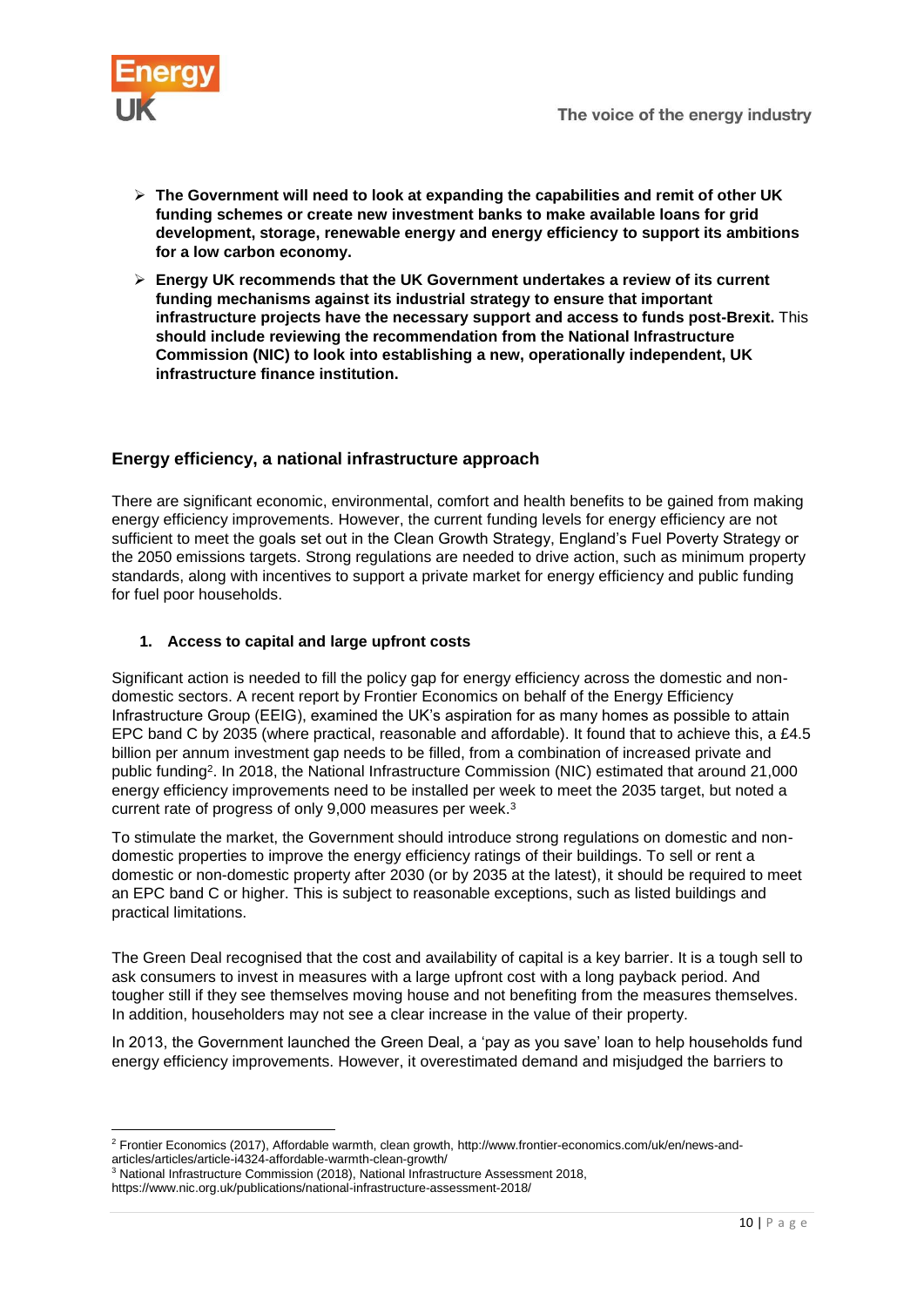- **The Government will need to look at expanding the capabilities and remit of other UK funding schemes or create new investment banks to make available loans for grid development, storage, renewable energy and energy efficiency to support its ambitions for a low carbon economy.**
- **Energy UK recommends that the UK Government undertakes a review of its current funding mechanisms against its industrial strategy to ensure that important infrastructure projects have the necessary support and access to funds post-Brexit.** This **should include reviewing the recommendation from the National Infrastructure Commission (NIC) to look into establishing a new, operationally independent, UK infrastructure finance institution.**

## Energy efficiency, a national infrastructure approach

There are significant economic, environmental, comfort and health benefits to be gained from making energy efficiency improvements. However, the current funding levels for energy efficiency are not sufficient to meet the goals set out in the Clean Growth Strategy, England's Fuel Poverty Strategy or the 2050 emissions targets. Strong regulations are needed to drive action, such as minimum property standards, along with incentives to support a private market for energy efficiency and public funding for fuel poor households.

### 1. Access to capital and large upfront costs

Significant action is needed to fill the policy gap for energy efficiency across the domestic and non-domestic sectors. A recent report by Frontier Economics on behalf of the Energy Efficiency Infrastructure Group (EEIG), examined the UK's aspiration for as many homes as possible to attain EPC band C by 2035 (where practical, reasonable and affordable). It found that to achieve this, a £4.5 billion per annum investment gap needs to be filled, from a combination of increased private and public funding[2]. In 2018, the National Infrastructure Commission (NIC) estimated that around 21,000 energy efficiency improvements need to be installed per week to meet the 2035 target, but noted a current rate of progress of only 9,000 measures per week.[3]

To stimulate the market, the Government should introduce strong regulations on domestic and non-domestic properties to improve the energy efficiency ratings of their buildings. To sell or rent a domestic or non-domestic property after 2030 (or by 2035 at the latest), it should be required to meet an EPC band C or higher. This is subject to reasonable exceptions, such as listed buildings and practical limitations.

The Green Deal recognised that the cost and availability of capital is a key barrier. It is a tough sell to ask consumers to invest in measures with a large upfront cost with a long payback period. And tougher still if they see themselves moving house and not benefiting from the measures themselves. In addition, householders may not see a clear increase in the value of their property.

In 2013, the Government launched the Green Deal, a 'pay as you save' loan to help households fund energy efficiency improvements. However, it overestimated demand and misjudged the barriers to

---

[2] Frontier Economics (2017), Affordable warmth, clean growth, http://www.frontier-economics.com/uk/en/news-and-articles/articles/article-i4324-affordable-warmth-clean-growth/

[3] National Infrastructure Commission (2018), National Infrastructure Assessment 2018, https://www.nic.org.uk/publications/national-infrastructure-assessment-2018/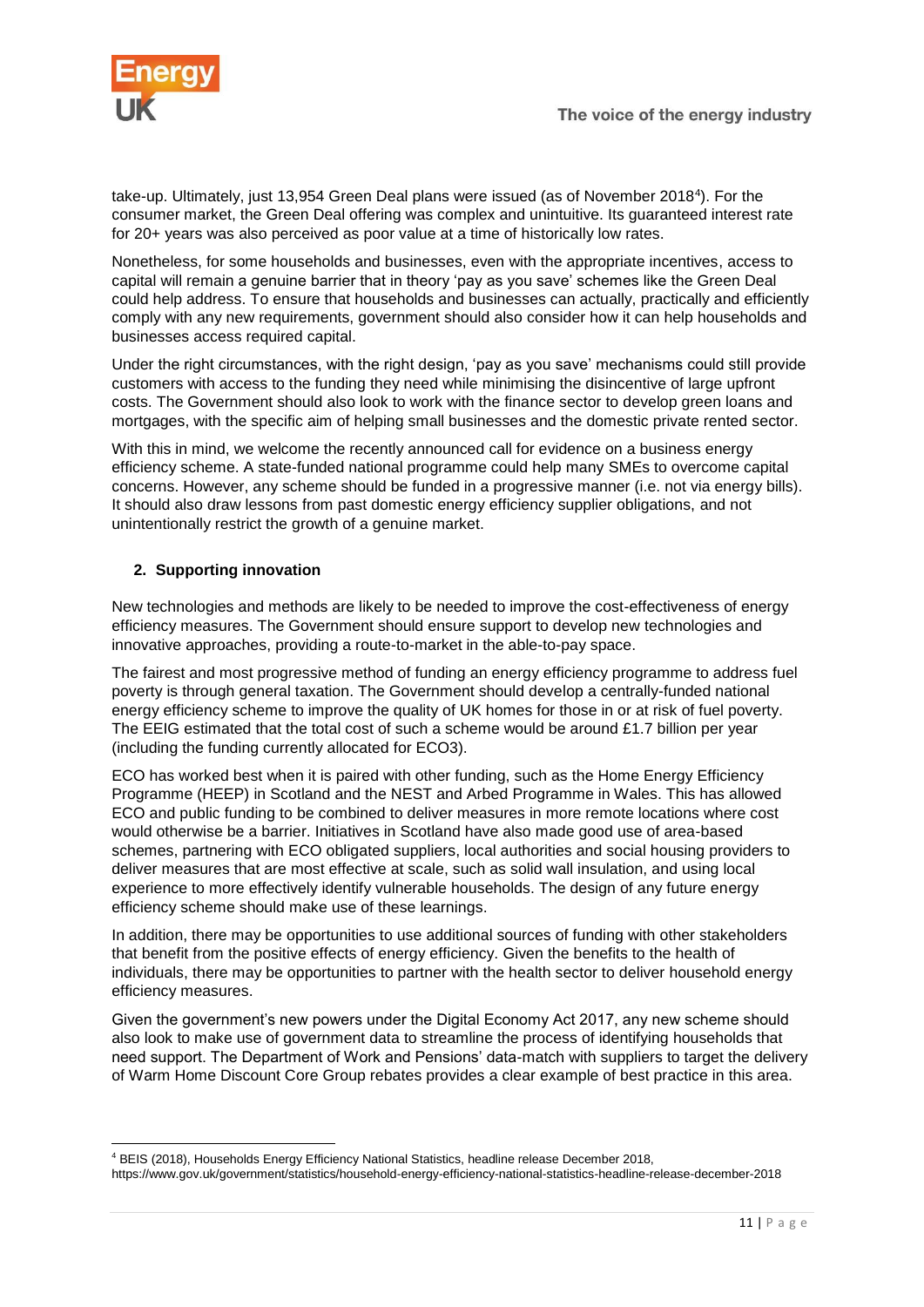take-up. Ultimately, just 13,954 Green Deal plans were issued (as of November 2018[4]). For the consumer market, the Green Deal offering was complex and unintuitive. Its guaranteed interest rate for 20+ years was also perceived as poor value at a time of historically low rates.

Nonetheless, for some households and businesses, even with the appropriate incentives, access to capital will remain a genuine barrier that in theory 'pay as you save' schemes like the Green Deal could help address. To ensure that households and businesses can actually, practically and efficiently comply with any new requirements, government should also consider how it can help households and businesses access required capital.

Under the right circumstances, with the right design, 'pay as you save' mechanisms could still provide customers with access to the funding they need while minimising the disincentive of large upfront costs. The Government should also look to work with the finance sector to develop green loans and mortgages, with the specific aim of helping small businesses and the domestic private rented sector.

With this in mind, we welcome the recently announced call for evidence on a business energy efficiency scheme. A state-funded national programme could help many SMEs to overcome capital concerns. However, any scheme should be funded in a progressive manner (i.e. not via energy bills). It should also draw lessons from past domestic energy efficiency supplier obligations, and not unintentionally restrict the growth of a genuine market.

#### 2. Supporting innovation

New technologies and methods are likely to be needed to improve the cost-effectiveness of energy efficiency measures. The Government should ensure support to develop new technologies and innovative approaches, providing a route-to-market in the able-to-pay space.

The fairest and most progressive method of funding an energy efficiency programme to address fuel poverty is through general taxation. The Government should develop a centrally-funded national energy efficiency scheme to improve the quality of UK homes for those in or at risk of fuel poverty. The EEIG estimated that the total cost of such a scheme would be around £1.7 billion per year (including the funding currently allocated for ECO3).

ECO has worked best when it is paired with other funding, such as the Home Energy Efficiency Programme (HEEP) in Scotland and the NEST and Arbed Programme in Wales. This has allowed ECO and public funding to be combined to deliver measures in more remote locations where cost would otherwise be a barrier. Initiatives in Scotland have also made good use of area-based schemes, partnering with ECO obligated suppliers, local authorities and social housing providers to deliver measures that are most effective at scale, such as solid wall insulation, and using local experience to more effectively identify vulnerable households. The design of any future energy efficiency scheme should make use of these learnings.

In addition, there may be opportunities to use additional sources of funding with other stakeholders that benefit from the positive effects of energy efficiency. Given the benefits to the health of individuals, there may be opportunities to partner with the health sector to deliver household energy efficiency measures.

Given the government's new powers under the Digital Economy Act 2017, any new scheme should also look to make use of government data to streamline the process of identifying households that need support. The Department of Work and Pensions' data-match with suppliers to target the delivery of Warm Home Discount Core Group rebates provides a clear example of best practice in this area.

---

[4] BEIS (2018), Households Energy Efficiency National Statistics, headline release December 2018, https://www.gov.uk/government/statistics/household-energy-efficiency-national-statistics-headline-release-december-2018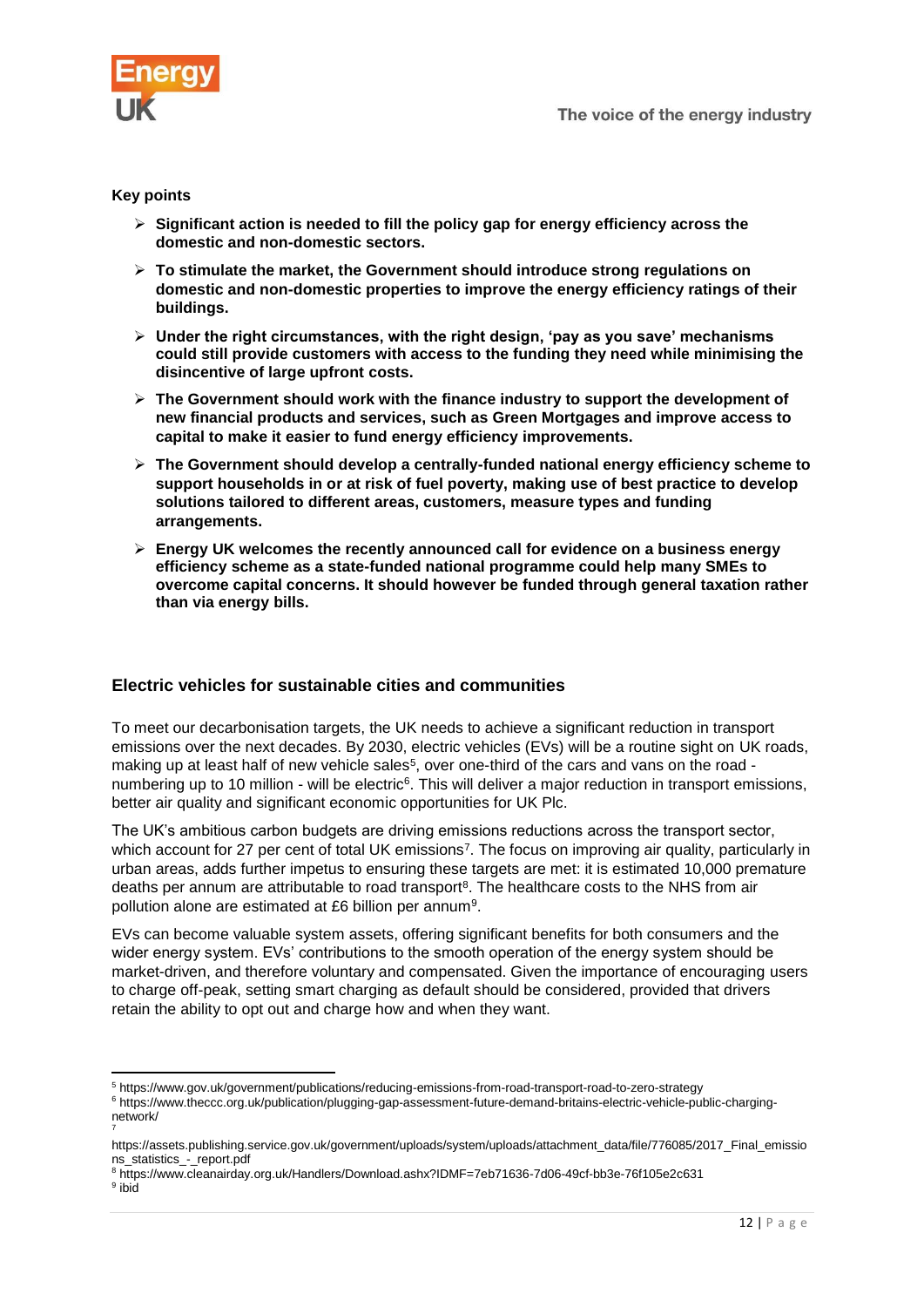**Key points**

- **Significant action is needed to fill the policy gap for energy efficiency across the domestic and non-domestic sectors.**
- **To stimulate the market, the Government should introduce strong regulations on domestic and non-domestic properties to improve the energy efficiency ratings of their buildings.**
- **Under the right circumstances, with the right design, 'pay as you save' mechanisms could still provide customers with access to the funding they need while minimising the disincentive of large upfront costs.**
- **The Government should work with the finance industry to support the development of new financial products and services, such as Green Mortgages and improve access to capital to make it easier to fund energy efficiency improvements.**
- **The Government should develop a centrally-funded national energy efficiency scheme to support households in or at risk of fuel poverty, making use of best practice to develop solutions tailored to different areas, customers, measure types and funding arrangements.**
- **Energy UK welcomes the recently announced call for evidence on a business energy efficiency scheme as a state-funded national programme could help many SMEs to overcome capital concerns. It should however be funded through general taxation rather than via energy bills.**

## Electric vehicles for sustainable cities and communities

To meet our decarbonisation targets, the UK needs to achieve a significant reduction in transport emissions over the next decades. By 2030, electric vehicles (EVs) will be a routine sight on UK roads, making up at least half of new vehicle sales[5], over one-third of the cars and vans on the road - numbering up to 10 million - will be electric[6]. This will deliver a major reduction in transport emissions, better air quality and significant economic opportunities for UK Plc.

The UK's ambitious carbon budgets are driving emissions reductions across the transport sector, which account for 27 per cent of total UK emissions[7]. The focus on improving air quality, particularly in urban areas, adds further impetus to ensuring these targets are met: it is estimated 10,000 premature deaths per annum are attributable to road transport[8]. The healthcare costs to the NHS from air pollution alone are estimated at £6 billion per annum[9].

EVs can become valuable system assets, offering significant benefits for both consumers and the wider energy system. EVs' contributions to the smooth operation of the energy system should be market-driven, and therefore voluntary and compensated. Given the importance of encouraging users to charge off-peak, setting smart charging as default should be considered, provided that drivers retain the ability to opt out and charge how and when they want.

---

[5] https://www.gov.uk/government/publications/reducing-emissions-from-road-transport-road-to-zero-strategy

[6] https://www.theccc.org.uk/publication/plugging-gap-assessment-future-demand-britains-electric-vehicle-public-charging-network/

[7] https://assets.publishing.service.gov.uk/government/uploads/system/uploads/attachment_data/file/776085/2017_Final_emissions_statistics_-_report.pdf

[8] https://www.cleanairday.org.uk/Handlers/Download.ashx?IDMF=7eb71636-7d06-49cf-bb3e-76f105e2c631

[9] ibid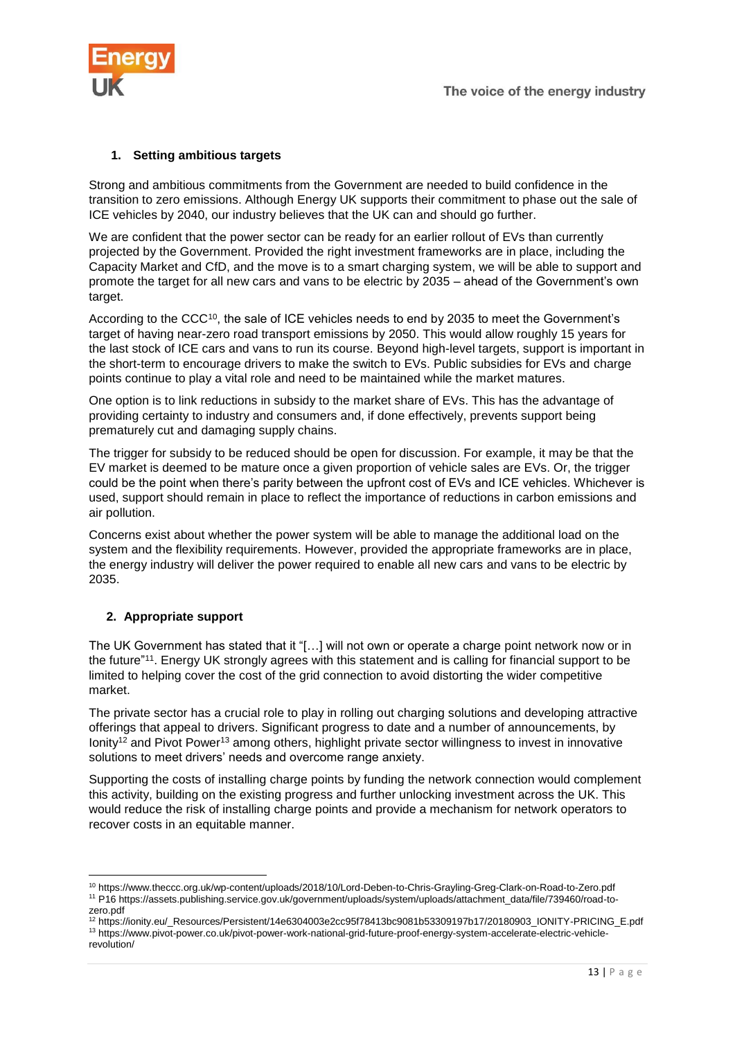### 1. Setting ambitious targets

Strong and ambitious commitments from the Government are needed to build confidence in the transition to zero emissions. Although Energy UK supports their commitment to phase out the sale of ICE vehicles by 2040, our industry believes that the UK can and should go further.

We are confident that the power sector can be ready for an earlier rollout of EVs than currently projected by the Government. Provided the right investment frameworks are in place, including the Capacity Market and CfD, and the move is to a smart charging system, we will be able to support and promote the target for all new cars and vans to be electric by 2035 – ahead of the Government's own target.

According to the CCC[10], the sale of ICE vehicles needs to end by 2035 to meet the Government's target of having near-zero road transport emissions by 2050. This would allow roughly 15 years for the last stock of ICE cars and vans to run its course. Beyond high-level targets, support is important in the short-term to encourage drivers to make the switch to EVs. Public subsidies for EVs and charge points continue to play a vital role and need to be maintained while the market matures.

One option is to link reductions in subsidy to the market share of EVs. This has the advantage of providing certainty to industry and consumers and, if done effectively, prevents support being prematurely cut and damaging supply chains.

The trigger for subsidy to be reduced should be open for discussion. For example, it may be that the EV market is deemed to be mature once a given proportion of vehicle sales are EVs. Or, the trigger could be the point when there's parity between the upfront cost of EVs and ICE vehicles. Whichever is used, support should remain in place to reflect the importance of reductions in carbon emissions and air pollution.

Concerns exist about whether the power system will be able to manage the additional load on the system and the flexibility requirements. However, provided the appropriate frameworks are in place, the energy industry will deliver the power required to enable all new cars and vans to be electric by 2035.

### 2. Appropriate support

The UK Government has stated that it "[…] will not own or operate a charge point network now or in the future"[11]. Energy UK strongly agrees with this statement and is calling for financial support to be limited to helping cover the cost of the grid connection to avoid distorting the wider competitive market.

The private sector has a crucial role to play in rolling out charging solutions and developing attractive offerings that appeal to drivers. Significant progress to date and a number of announcements, by Ionity[12] and Pivot Power[13] among others, highlight private sector willingness to invest in innovative solutions to meet drivers' needs and overcome range anxiety.

Supporting the costs of installing charge points by funding the network connection would complement this activity, building on the existing progress and further unlocking investment across the UK. This would reduce the risk of installing charge points and provide a mechanism for network operators to recover costs in an equitable manner.

---

[10] https://www.theccc.org.uk/wp-content/uploads/2018/10/Lord-Deben-to-Chris-Grayling-Greg-Clark-on-Road-to-Zero.pdf

[11] P16 https://assets.publishing.service.gov.uk/government/uploads/system/uploads/attachment_data/file/739460/road-to-zero.pdf

[12] https://ionity.eu/_Resources/Persistent/14e6304003e2cc95f78413bc9081b53309197b17/20180903_IONITY-PRICING_E.pdf

[13] https://www.pivot-power.co.uk/pivot-power-work-national-grid-future-proof-energy-system-accelerate-electric-vehicle-revolution/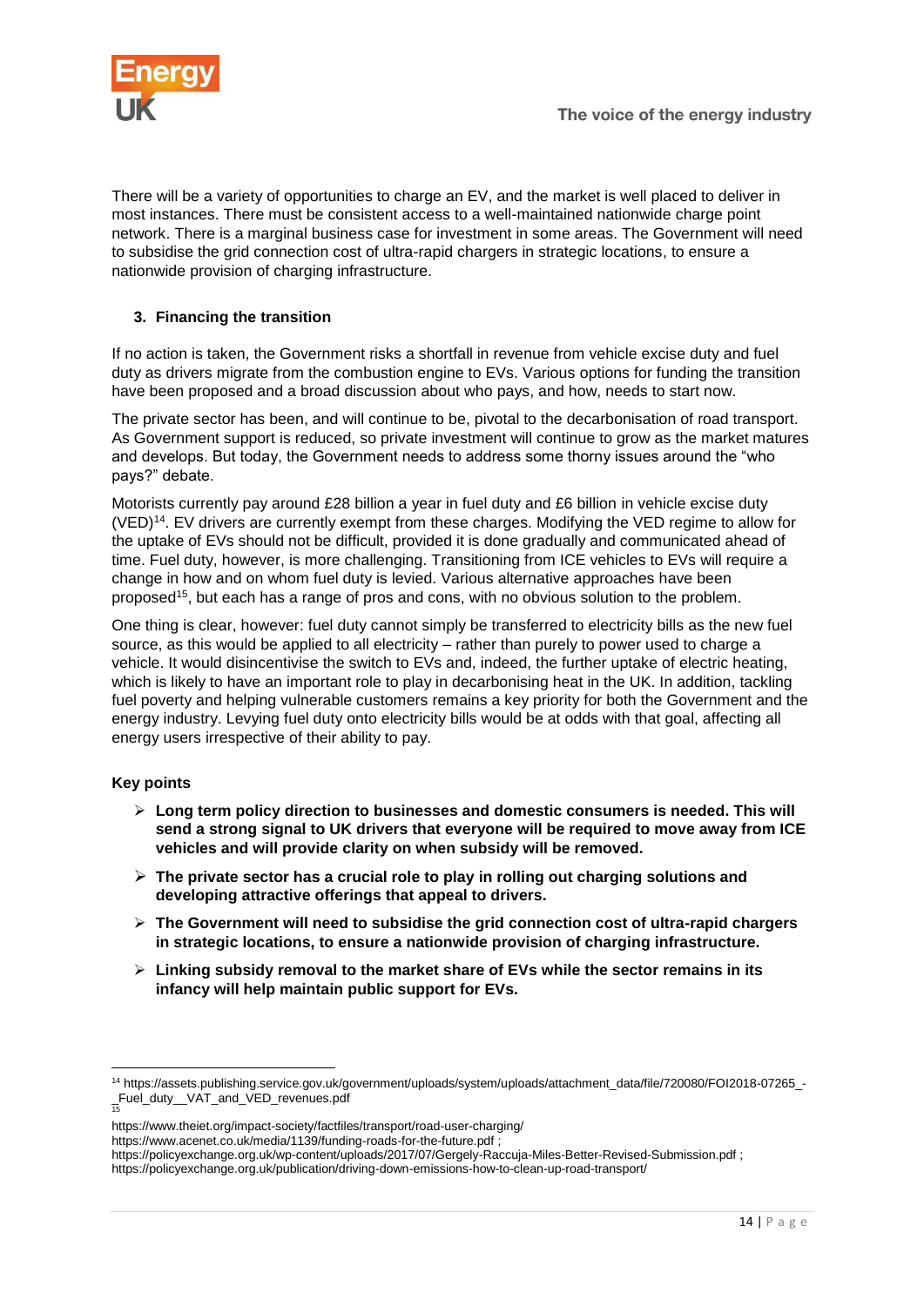There will be a variety of opportunities to charge an EV, and the market is well placed to deliver in most instances. There must be consistent access to a well-maintained nationwide charge point network. There is a marginal business case for investment in some areas. The Government will need to subsidise the grid connection cost of ultra-rapid chargers in strategic locations, to ensure a nationwide provision of charging infrastructure.

### 3. Financing the transition

If no action is taken, the Government risks a shortfall in revenue from vehicle excise duty and fuel duty as drivers migrate from the combustion engine to EVs. Various options for funding the transition have been proposed and a broad discussion about who pays, and how, needs to start now.

The private sector has been, and will continue to be, pivotal to the decarbonisation of road transport. As Government support is reduced, so private investment will continue to grow as the market matures and develops. But today, the Government needs to address some thorny issues around the "who pays?" debate.

Motorists currently pay around £28 billion a year in fuel duty and £6 billion in vehicle excise duty (VED)[14]. EV drivers are currently exempt from these charges. Modifying the VED regime to allow for the uptake of EVs should not be difficult, provided it is done gradually and communicated ahead of time. Fuel duty, however, is more challenging. Transitioning from ICE vehicles to EVs will require a change in how and on whom fuel duty is levied. Various alternative approaches have been proposed[15], but each has a range of pros and cons, with no obvious solution to the problem.

One thing is clear, however: fuel duty cannot simply be transferred to electricity bills as the new fuel source, as this would be applied to all electricity – rather than purely to power used to charge a vehicle. It would disincentivise the switch to EVs and, indeed, the further uptake of electric heating, which is likely to have an important role to play in decarbonising heat in the UK. In addition, tackling fuel poverty and helping vulnerable customers remains a key priority for both the Government and the energy industry. Levying fuel duty onto electricity bills would be at odds with that goal, affecting all energy users irrespective of their ability to pay.

**Key points**

- **Long term policy direction to businesses and domestic consumers is needed. This will send a strong signal to UK drivers that everyone will be required to move away from ICE vehicles and will provide clarity on when subsidy will be removed.**
- **The private sector has a crucial role to play in rolling out charging solutions and developing attractive offerings that appeal to drivers.**
- **The Government will need to subsidise the grid connection cost of ultra-rapid chargers in strategic locations, to ensure a nationwide provision of charging infrastructure.**
- **Linking subsidy removal to the market share of EVs while the sector remains in its infancy will help maintain public support for EVs.**

---

[14] https://assets.publishing.service.gov.uk/government/uploads/system/uploads/attachment_data/file/720080/FOI2018-07265_-_Fuel_duty__VAT_and_VED_revenues.pdf

[15] https://www.theiet.org/impact-society/factfiles/transport/road-user-charging/
https://www.acenet.co.uk/media/1139/funding-roads-for-the-future.pdf ;
https://policyexchange.org.uk/wp-content/uploads/2017/07/Gergely-Raccuja-Miles-Better-Revised-Submission.pdf ;
https://policyexchange.org.uk/publication/driving-down-emissions-how-to-clean-up-road-transport/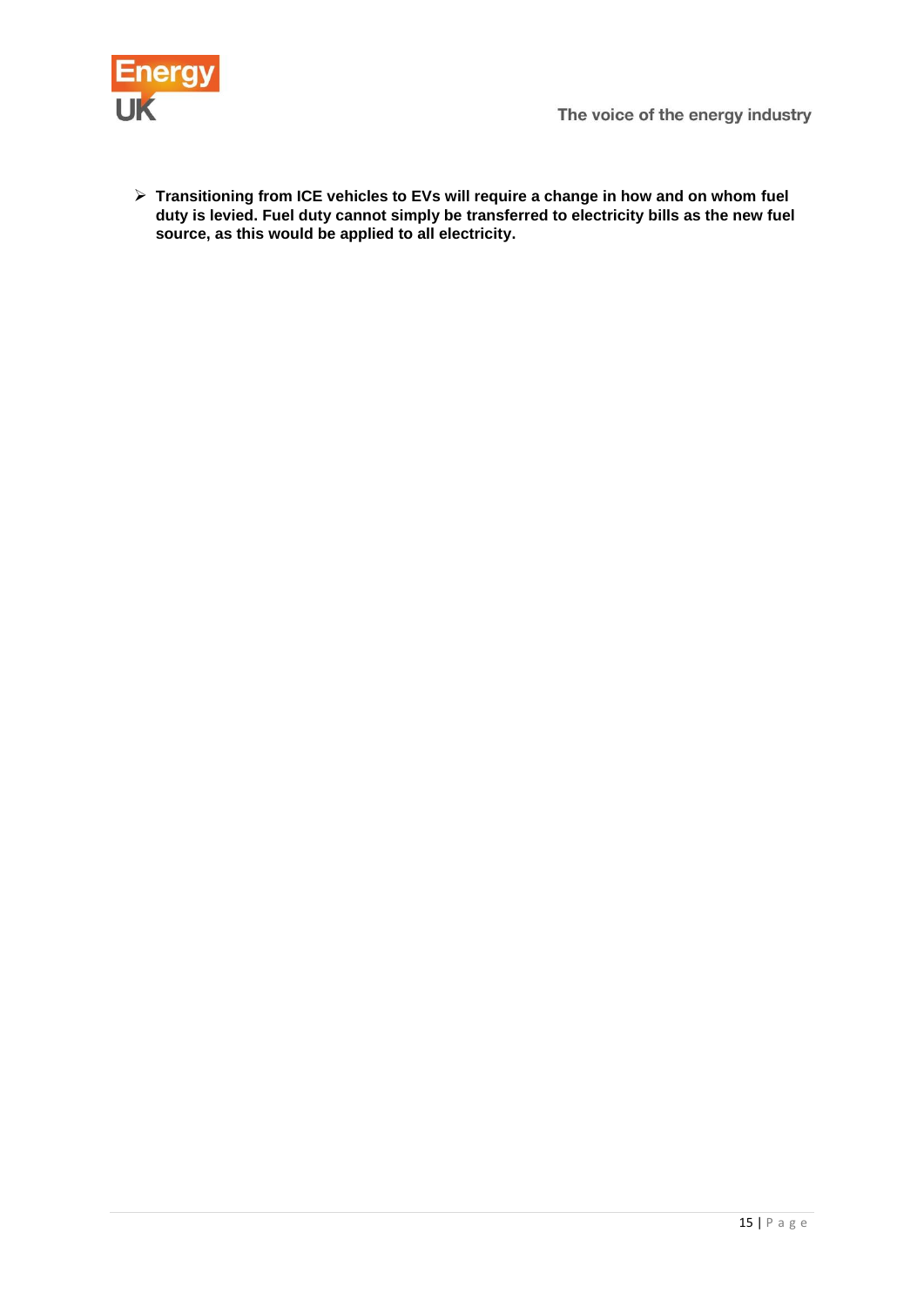- **Transitioning from ICE vehicles to EVs will require a change in how and on whom fuel duty is levied. Fuel duty cannot simply be transferred to electricity bills as the new fuel source, as this would be applied to all electricity.**